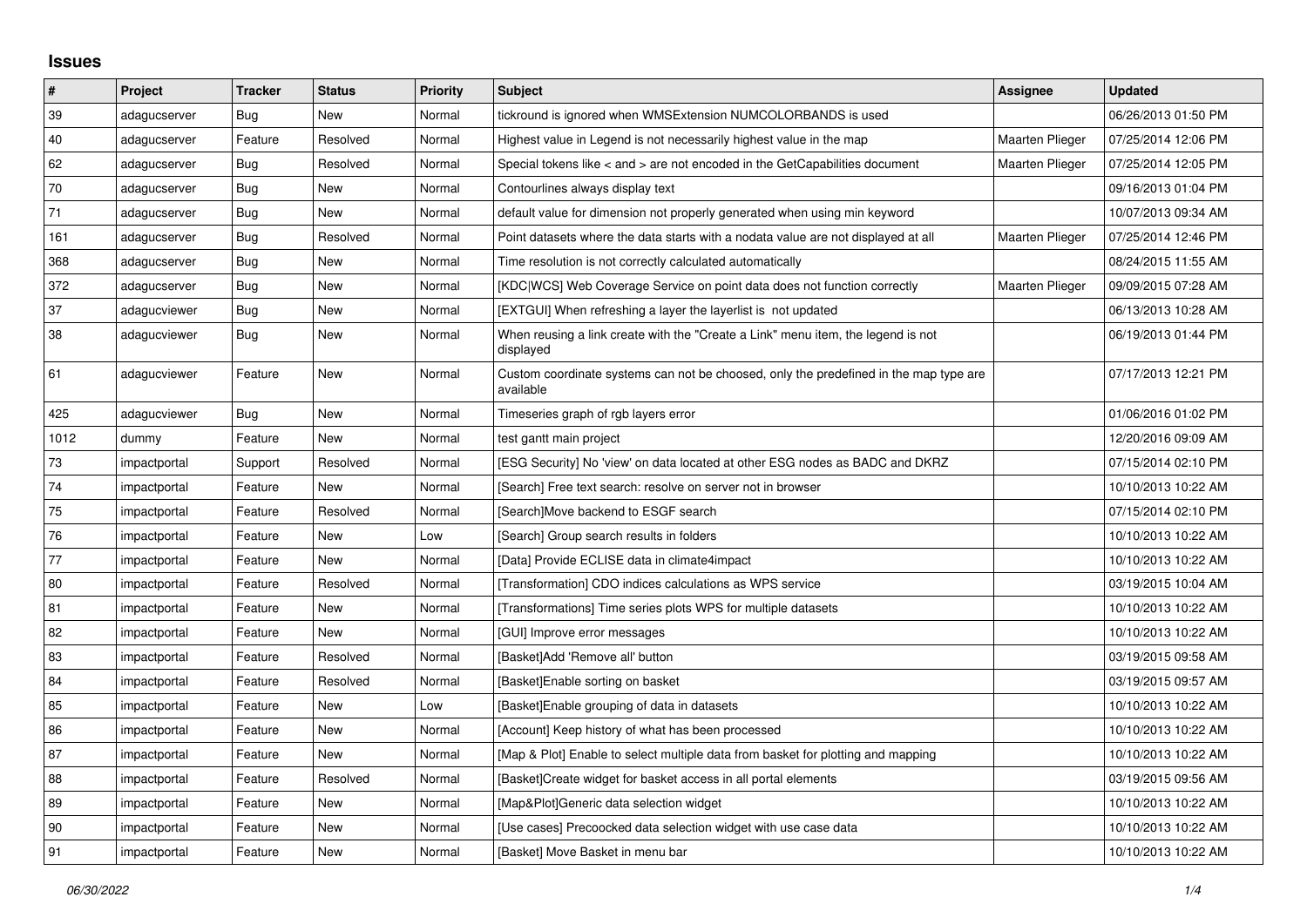# Issues

| # | Project | Tracker | Status | Priority | Subject | Assignee | Updated |
|---|---|---|---|---|---|---|---|
| 39 | adagucserver | Bug | New | Normal | tickround is ignored when WMSExtension NUMCOLORBANDS is used | | 06/26/2013 01:50 PM |
| 40 | adagucserver | Feature | Resolved | Normal | Highest value in Legend is not necessarily highest value in the map | Maarten Plieger | 07/25/2014 12:06 PM |
| 62 | adagucserver | Bug | Resolved | Normal | Special tokens like < and > are not encoded in the GetCapabilities document | Maarten Plieger | 07/25/2014 12:05 PM |
| 70 | adagucserver | Bug | New | Normal | Contourlines always display text | | 09/16/2013 01:04 PM |
| 71 | adagucserver | Bug | New | Normal | default value for dimension not properly generated when using min keyword | | 10/07/2013 09:34 AM |
| 161 | adagucserver | Bug | Resolved | Normal | Point datasets where the data starts with a nodata value are not displayed at all | Maarten Plieger | 07/25/2014 12:46 PM |
| 368 | adagucserver | Bug | New | Normal | Time resolution is not correctly calculated automatically | | 08/24/2015 11:55 AM |
| 372 | adagucserver | Bug | New | Normal | [KDC\|WCS] Web Coverage Service on point data does not function correctly | Maarten Plieger | 09/09/2015 07:28 AM |
| 37 | adagucviewer | Bug | New | Normal | [EXTGUI] When refreshing a layer the layerlist is not updated | | 06/13/2013 10:28 AM |
| 38 | adagucviewer | Bug | New | Normal | When reusing a link create with the "Create a Link" menu item, the legend is not displayed | | 06/19/2013 01:44 PM |
| 61 | adagucviewer | Feature | New | Normal | Custom coordinate systems can not be choosed, only the predefined in the map type are available | | 07/17/2013 12:21 PM |
| 425 | adagucviewer | Bug | New | Normal | Timeseries graph of rgb layers error | | 01/06/2016 01:02 PM |
| 1012 | dummy | Feature | New | Normal | test gantt main project | | 12/20/2016 09:09 AM |
| 73 | impactportal | Support | Resolved | Normal | [ESG Security] No 'view' on data located at other ESG nodes as BADC and DKRZ | | 07/15/2014 02:10 PM |
| 74 | impactportal | Feature | New | Normal | [Search] Free text search: resolve on server not in browser | | 10/10/2013 10:22 AM |
| 75 | impactportal | Feature | Resolved | Normal | [Search]Move backend to ESGF search | | 07/15/2014 02:10 PM |
| 76 | impactportal | Feature | New | Low | [Search] Group search results in folders | | 10/10/2013 10:22 AM |
| 77 | impactportal | Feature | New | Normal | [Data] Provide ECLISE data in climate4impact | | 10/10/2013 10:22 AM |
| 80 | impactportal | Feature | Resolved | Normal | [Transformation] CDO indices calculations as WPS service | | 03/19/2015 10:04 AM |
| 81 | impactportal | Feature | New | Normal | [Transformations] Time series plots WPS for multiple datasets | | 10/10/2013 10:22 AM |
| 82 | impactportal | Feature | New | Normal | [GUI] Improve error messages | | 10/10/2013 10:22 AM |
| 83 | impactportal | Feature | Resolved | Normal | [Basket]Add 'Remove all' button | | 03/19/2015 09:58 AM |
| 84 | impactportal | Feature | Resolved | Normal | [Basket]Enable sorting on basket | | 03/19/2015 09:57 AM |
| 85 | impactportal | Feature | New | Low | [Basket]Enable grouping of data in datasets | | 10/10/2013 10:22 AM |
| 86 | impactportal | Feature | New | Normal | [Account] Keep history of what has been processed | | 10/10/2013 10:22 AM |
| 87 | impactportal | Feature | New | Normal | [Map & Plot] Enable to select multiple data from basket for plotting and mapping | | 10/10/2013 10:22 AM |
| 88 | impactportal | Feature | Resolved | Normal | [Basket]Create widget for basket access in all portal elements | | 03/19/2015 09:56 AM |
| 89 | impactportal | Feature | New | Normal | [Map&Plot]Generic data selection widget | | 10/10/2013 10:22 AM |
| 90 | impactportal | Feature | New | Normal | [Use cases] Precoocked data selection widget with use case data | | 10/10/2013 10:22 AM |
| 91 | impactportal | Feature | New | Normal | [Basket] Move Basket in menu bar | | 10/10/2013 10:22 AM |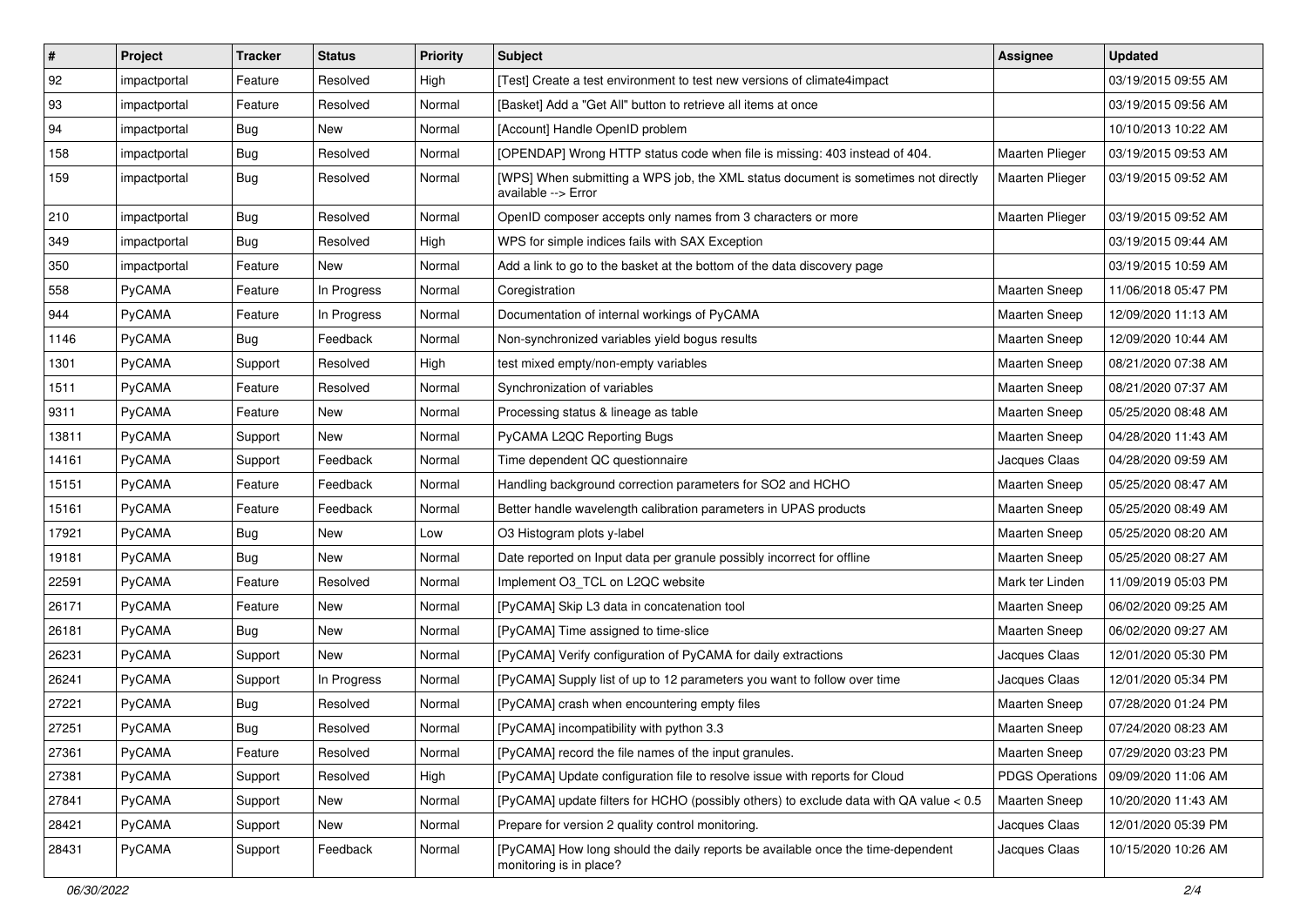| # | Project | Tracker | Status | Priority | Subject | Assignee | Updated |
|---|---|---|---|---|---|---|---|
| 92 | impactportal | Feature | Resolved | High | [Test] Create a test environment to test new versions of climate4impact | | 03/19/2015 09:55 AM |
| 93 | impactportal | Feature | Resolved | Normal | [Basket] Add a "Get All" button to retrieve all items at once | | 03/19/2015 09:56 AM |
| 94 | impactportal | Bug | New | Normal | [Account] Handle OpenID problem | | 10/10/2013 10:22 AM |
| 158 | impactportal | Bug | Resolved | Normal | [OPENDAP] Wrong HTTP status code when file is missing: 403 instead of 404. | Maarten Plieger | 03/19/2015 09:53 AM |
| 159 | impactportal | Bug | Resolved | Normal | [WPS] When submitting a WPS job, the XML status document is sometimes not directly available --> Error | Maarten Plieger | 03/19/2015 09:52 AM |
| 210 | impactportal | Bug | Resolved | Normal | OpenID composer accepts only names from 3 characters or more | Maarten Plieger | 03/19/2015 09:52 AM |
| 349 | impactportal | Bug | Resolved | High | WPS for simple indices fails with SAX Exception | | 03/19/2015 09:44 AM |
| 350 | impactportal | Feature | New | Normal | Add a link to go to the basket at the bottom of the data discovery page | | 03/19/2015 10:59 AM |
| 558 | PyCAMA | Feature | In Progress | Normal | Coregistration | Maarten Sneep | 11/06/2018 05:47 PM |
| 944 | PyCAMA | Feature | In Progress | Normal | Documentation of internal workings of PyCAMA | Maarten Sneep | 12/09/2020 11:13 AM |
| 1146 | PyCAMA | Bug | Feedback | Normal | Non-synchronized variables yield bogus results | Maarten Sneep | 12/09/2020 10:44 AM |
| 1301 | PyCAMA | Support | Resolved | High | test mixed empty/non-empty variables | Maarten Sneep | 08/21/2020 07:38 AM |
| 1511 | PyCAMA | Feature | Resolved | Normal | Synchronization of variables | Maarten Sneep | 08/21/2020 07:37 AM |
| 9311 | PyCAMA | Feature | New | Normal | Processing status & lineage as table | Maarten Sneep | 05/25/2020 08:48 AM |
| 13811 | PyCAMA | Support | New | Normal | PyCAMA L2QC Reporting Bugs | Maarten Sneep | 04/28/2020 11:43 AM |
| 14161 | PyCAMA | Support | Feedback | Normal | Time dependent QC questionnaire | Jacques Claas | 04/28/2020 09:59 AM |
| 15151 | PyCAMA | Feature | Feedback | Normal | Handling background correction parameters for SO2 and HCHO | Maarten Sneep | 05/25/2020 08:47 AM |
| 15161 | PyCAMA | Feature | Feedback | Normal | Better handle wavelength calibration parameters in UPAS products | Maarten Sneep | 05/25/2020 08:49 AM |
| 17921 | PyCAMA | Bug | New | Low | O3 Histogram plots y-label | Maarten Sneep | 05/25/2020 08:20 AM |
| 19181 | PyCAMA | Bug | New | Normal | Date reported on Input data per granule possibly incorrect for offline | Maarten Sneep | 05/25/2020 08:27 AM |
| 22591 | PyCAMA | Feature | Resolved | Normal | Implement O3_TCL on L2QC website | Mark ter Linden | 11/09/2019 05:03 PM |
| 26171 | PyCAMA | Feature | New | Normal | [PyCAMA] Skip L3 data in concatenation tool | Maarten Sneep | 06/02/2020 09:25 AM |
| 26181 | PyCAMA | Bug | New | Normal | [PyCAMA] Time assigned to time-slice | Maarten Sneep | 06/02/2020 09:27 AM |
| 26231 | PyCAMA | Support | New | Normal | [PyCAMA] Verify configuration of PyCAMA for daily extractions | Jacques Claas | 12/01/2020 05:30 PM |
| 26241 | PyCAMA | Support | In Progress | Normal | [PyCAMA] Supply list of up to 12 parameters you want to follow over time | Jacques Claas | 12/01/2020 05:34 PM |
| 27221 | PyCAMA | Bug | Resolved | Normal | [PyCAMA] crash when encountering empty files | Maarten Sneep | 07/28/2020 01:24 PM |
| 27251 | PyCAMA | Bug | Resolved | Normal | [PyCAMA] incompatibility with python 3.3 | Maarten Sneep | 07/24/2020 08:23 AM |
| 27361 | PyCAMA | Feature | Resolved | Normal | [PyCAMA] record the file names of the input granules. | Maarten Sneep | 07/29/2020 03:23 PM |
| 27381 | PyCAMA | Support | Resolved | High | [PyCAMA] Update configuration file to resolve issue with reports for Cloud | PDGS Operations | 09/09/2020 11:06 AM |
| 27841 | PyCAMA | Support | New | Normal | [PyCAMA] update filters for HCHO (possibly others) to exclude data with QA value < 0.5 | Maarten Sneep | 10/20/2020 11:43 AM |
| 28421 | PyCAMA | Support | New | Normal | Prepare for version 2 quality control monitoring. | Jacques Claas | 12/01/2020 05:39 PM |
| 28431 | PyCAMA | Support | Feedback | Normal | [PyCAMA] How long should the daily reports be available once the time-dependent monitoring is in place? | Jacques Claas | 10/15/2020 10:26 AM |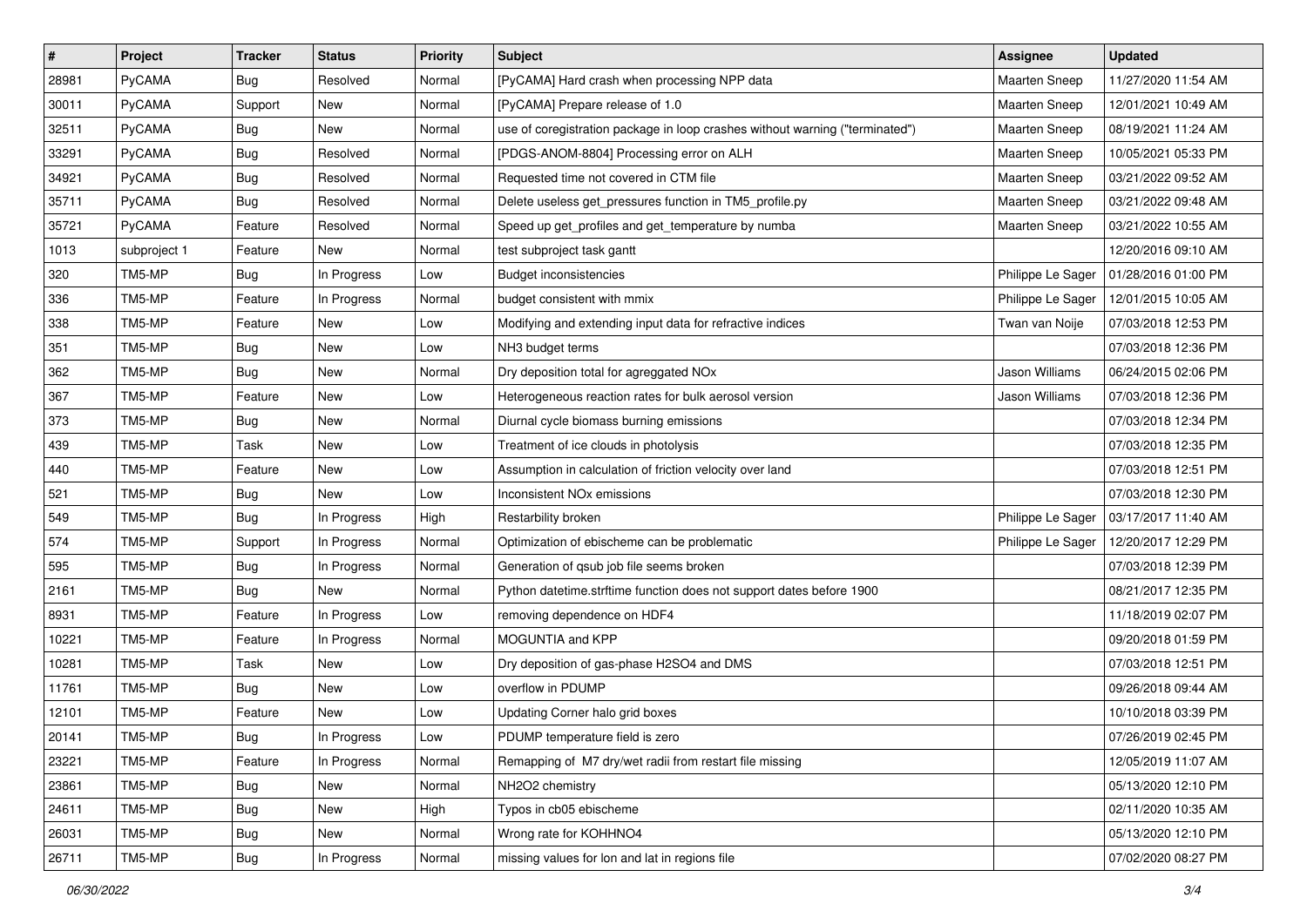| # | Project | Tracker | Status | Priority | Subject | Assignee | Updated |
|---|---|---|---|---|---|---|---|
| 28981 | PyCAMA | Bug | Resolved | Normal | [PyCAMA] Hard crash when processing NPP data | Maarten Sneep | 11/27/2020 11:54 AM |
| 30011 | PyCAMA | Support | New | Normal | [PyCAMA] Prepare release of 1.0 | Maarten Sneep | 12/01/2021 10:49 AM |
| 32511 | PyCAMA | Bug | New | Normal | use of coregistration package in loop crashes without warning ("terminated") | Maarten Sneep | 08/19/2021 11:24 AM |
| 33291 | PyCAMA | Bug | Resolved | Normal | [PDGS-ANOM-8804] Processing error on ALH | Maarten Sneep | 10/05/2021 05:33 PM |
| 34921 | PyCAMA | Bug | Resolved | Normal | Requested time not covered in CTM file | Maarten Sneep | 03/21/2022 09:52 AM |
| 35711 | PyCAMA | Bug | Resolved | Normal | Delete useless get_pressures function in TM5_profile.py | Maarten Sneep | 03/21/2022 09:48 AM |
| 35721 | PyCAMA | Feature | Resolved | Normal | Speed up get_profiles and get_temperature by numba | Maarten Sneep | 03/21/2022 10:55 AM |
| 1013 | subproject 1 | Feature | New | Normal | test subproject task gantt | | 12/20/2016 09:10 AM |
| 320 | TM5-MP | Bug | In Progress | Low | Budget inconsistencies | Philippe Le Sager | 01/28/2016 01:00 PM |
| 336 | TM5-MP | Feature | In Progress | Normal | budget consistent with mmix | Philippe Le Sager | 12/01/2015 10:05 AM |
| 338 | TM5-MP | Feature | New | Low | Modifying and extending input data for refractive indices | Twan van Noije | 07/03/2018 12:53 PM |
| 351 | TM5-MP | Bug | New | Low | NH3 budget terms | | 07/03/2018 12:36 PM |
| 362 | TM5-MP | Bug | New | Normal | Dry deposition total for agreggated NOx | Jason Williams | 06/24/2015 02:06 PM |
| 367 | TM5-MP | Feature | New | Low | Heterogeneous reaction rates for bulk aerosol version | Jason Williams | 07/03/2018 12:36 PM |
| 373 | TM5-MP | Bug | New | Normal | Diurnal cycle biomass burning emissions | | 07/03/2018 12:34 PM |
| 439 | TM5-MP | Task | New | Low | Treatment of ice clouds in photolysis | | 07/03/2018 12:35 PM |
| 440 | TM5-MP | Feature | New | Low | Assumption in calculation of friction velocity over land | | 07/03/2018 12:51 PM |
| 521 | TM5-MP | Bug | New | Low | Inconsistent NOx emissions | | 07/03/2018 12:30 PM |
| 549 | TM5-MP | Bug | In Progress | High | Restarbility broken | Philippe Le Sager | 03/17/2017 11:40 AM |
| 574 | TM5-MP | Support | In Progress | Normal | Optimization of ebischeme can be problematic | Philippe Le Sager | 12/20/2017 12:29 PM |
| 595 | TM5-MP | Bug | In Progress | Normal | Generation of qsub job file seems broken | | 07/03/2018 12:39 PM |
| 2161 | TM5-MP | Bug | New | Normal | Python datetime.strftime function does not support dates before 1900 | | 08/21/2017 12:35 PM |
| 8931 | TM5-MP | Feature | In Progress | Low | removing dependence on HDF4 | | 11/18/2019 02:07 PM |
| 10221 | TM5-MP | Feature | In Progress | Normal | MOGUNTIA and KPP | | 09/20/2018 01:59 PM |
| 10281 | TM5-MP | Task | New | Low | Dry deposition of gas-phase H2SO4 and DMS | | 07/03/2018 12:51 PM |
| 11761 | TM5-MP | Bug | New | Low | overflow in PDUMP | | 09/26/2018 09:44 AM |
| 12101 | TM5-MP | Feature | New | Low | Updating Corner halo grid boxes | | 10/10/2018 03:39 PM |
| 20141 | TM5-MP | Bug | In Progress | Low | PDUMP temperature field is zero | | 07/26/2019 02:45 PM |
| 23221 | TM5-MP | Feature | In Progress | Normal | Remapping of M7 dry/wet radii from restart file missing | | 12/05/2019 11:07 AM |
| 23861 | TM5-MP | Bug | New | Normal | NH2O2 chemistry | | 05/13/2020 12:10 PM |
| 24611 | TM5-MP | Bug | New | High | Typos in cb05 ebischeme | | 02/11/2020 10:35 AM |
| 26031 | TM5-MP | Bug | New | Normal | Wrong rate for KOHHNO4 | | 05/13/2020 12:10 PM |
| 26711 | TM5-MP | Bug | In Progress | Normal | missing values for lon and lat in regions file | | 07/02/2020 08:27 PM |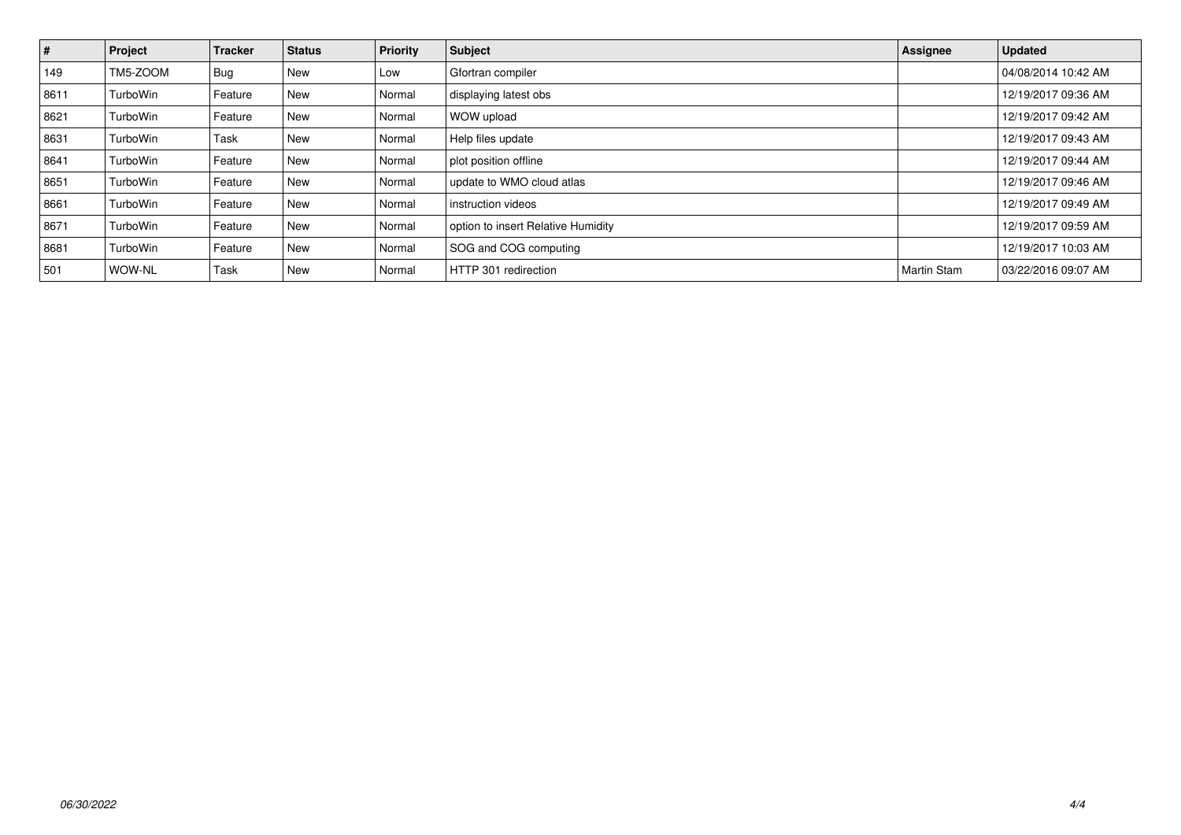| # | Project | Tracker | Status | Priority | Subject | Assignee | Updated |
|---|---|---|---|---|---|---|---|
| 149 | TM5-ZOOM | Bug | New | Low | Gfortran compiler | | 04/08/2014 10:42 AM |
| 8611 | TurboWin | Feature | New | Normal | displaying latest obs | | 12/19/2017 09:36 AM |
| 8621 | TurboWin | Feature | New | Normal | WOW upload | | 12/19/2017 09:42 AM |
| 8631 | TurboWin | Task | New | Normal | Help files update | | 12/19/2017 09:43 AM |
| 8641 | TurboWin | Feature | New | Normal | plot position offline | | 12/19/2017 09:44 AM |
| 8651 | TurboWin | Feature | New | Normal | update to WMO cloud atlas | | 12/19/2017 09:46 AM |
| 8661 | TurboWin | Feature | New | Normal | instruction videos | | 12/19/2017 09:49 AM |
| 8671 | TurboWin | Feature | New | Normal | option to insert Relative Humidity | | 12/19/2017 09:59 AM |
| 8681 | TurboWin | Feature | New | Normal | SOG and COG computing | | 12/19/2017 10:03 AM |
| 501 | WOW-NL | Task | New | Normal | HTTP 301 redirection | Martin Stam | 03/22/2016 09:07 AM |